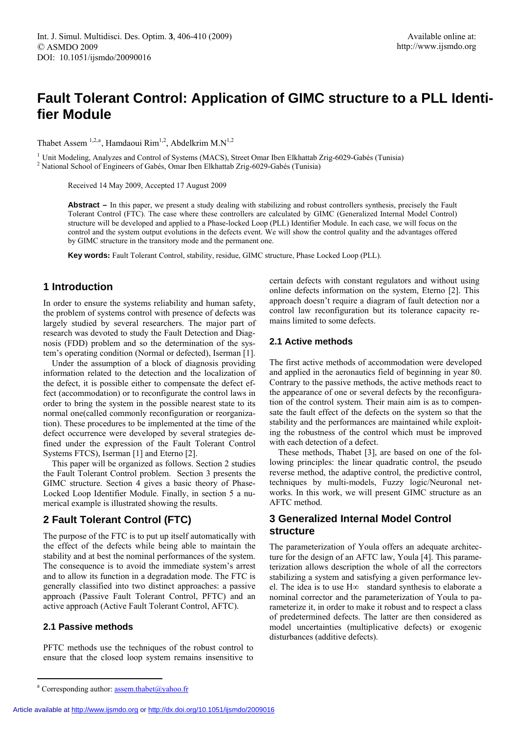# Fault Tolerant Control: Application of GIMC structure to a PLL Identifier Module

Thabet Assem [1,2,a], Hamdaoui Rim[1,2], Abdelkrim M.N[1,2]

[1] Unit Modeling, Analyzes and Control of Systems (MACS), Street Omar Iben Elkhattab Zrig-6029-Gabés (Tunisia)
[2] National School of Engineers of Gabés, Omar Iben Elkhattab Zrig-6029-Gabés (Tunisia)

Received 14 May 2009, Accepted 17 August 2009

**Abstract –** In this paper, we present a study dealing with stabilizing and robust controllers synthesis, precisely the Fault Tolerant Control (FTC). The case where these controllers are calculated by GIMC (Generalized Internal Model Control) structure will be developed and applied to a Phase-locked Loop (PLL) Identifier Module. In each case, we will focus on the control and the system output evolutions in the defects event. We will show the control quality and the advantages offered by GIMC structure in the transitory mode and the permanent one.

**Key words:** Fault Tolerant Control, stability, residue, GIMC structure, Phase Locked Loop (PLL).

## 1 Introduction

In order to ensure the systems reliability and human safety, the problem of systems control with presence of defects was largely studied by several researchers. The major part of research was devoted to study the Fault Detection and Diagnosis (FDD) problem and so the determination of the system's operating condition (Normal or defected), Iserman [1].

Under the assumption of a block of diagnosis providing information related to the detection and the localization of the defect, it is possible either to compensate the defect effect (accommodation) or to reconfigurate the control laws in order to bring the system in the possible nearest state to its normal one(called commonly reconfiguration or reorganization). These procedures to be implemented at the time of the defect occurrence were developed by several strategies defined under the expression of the Fault Tolerant Control Systems FTCS), Iserman [1] and Eterno [2].

This paper will be organized as follows. Section 2 studies the Fault Tolerant Control problem. Section 3 presents the GIMC structure. Section 4 gives a basic theory of Phase-Locked Loop Identifier Module. Finally, in section 5 a numerical example is illustrated showing the results.

## 2 Fault Tolerant Control (FTC)

The purpose of the FTC is to put up itself automatically with the effect of the defects while being able to maintain the stability and at best the nominal performances of the system. The consequence is to avoid the immediate system's arrest and to allow its function in a degradation mode. The FTC is generally classified into two distinct approaches: a passive approach (Passive Fault Tolerant Control, PFTC) and an active approach (Active Fault Tolerant Control, AFTC).

### 2.1 Passive methods

PFTC methods use the techniques of the robust control to ensure that the closed loop system remains insensitive to certain defects with constant regulators and without using online defects information on the system, Eterno [2]. This approach doesn't require a diagram of fault detection nor a control law reconfiguration but its tolerance capacity remains limited to some defects.

### 2.1 Active methods

The first active methods of accommodation were developed and applied in the aeronautics field of beginning in year 80. Contrary to the passive methods, the active methods react to the appearance of one or several defects by the reconfiguration of the control system. Their main aim is as to compensate the fault effect of the defects on the system so that the stability and the performances are maintained while exploiting the robustness of the control which must be improved with each detection of a defect.

These methods, Thabet [3], are based on one of the following principles: the linear quadratic control, the pseudo reverse method, the adaptive control, the predictive control, techniques by multi-models, Fuzzy logic/Neuronal networks. In this work, we will present GIMC structure as an AFTC method.

## 3 Generalized Internal Model Control structure

The parameterization of Youla offers an adequate architecture for the design of an AFTC law, Youla [4]. This parameterization allows description the whole of all the correctors stabilizing a system and satisfying a given performance level. The idea is to use H∞ standard synthesis to elaborate a nominal corrector and the parameterization of Youla to parameterize it, in order to make it robust and to respect a class of predetermined defects. The latter are then considered as model uncertainties (multiplicative defects) or exogenic disturbances (additive defects).

[a] Corresponding author: assem.thabet@yahoo.fr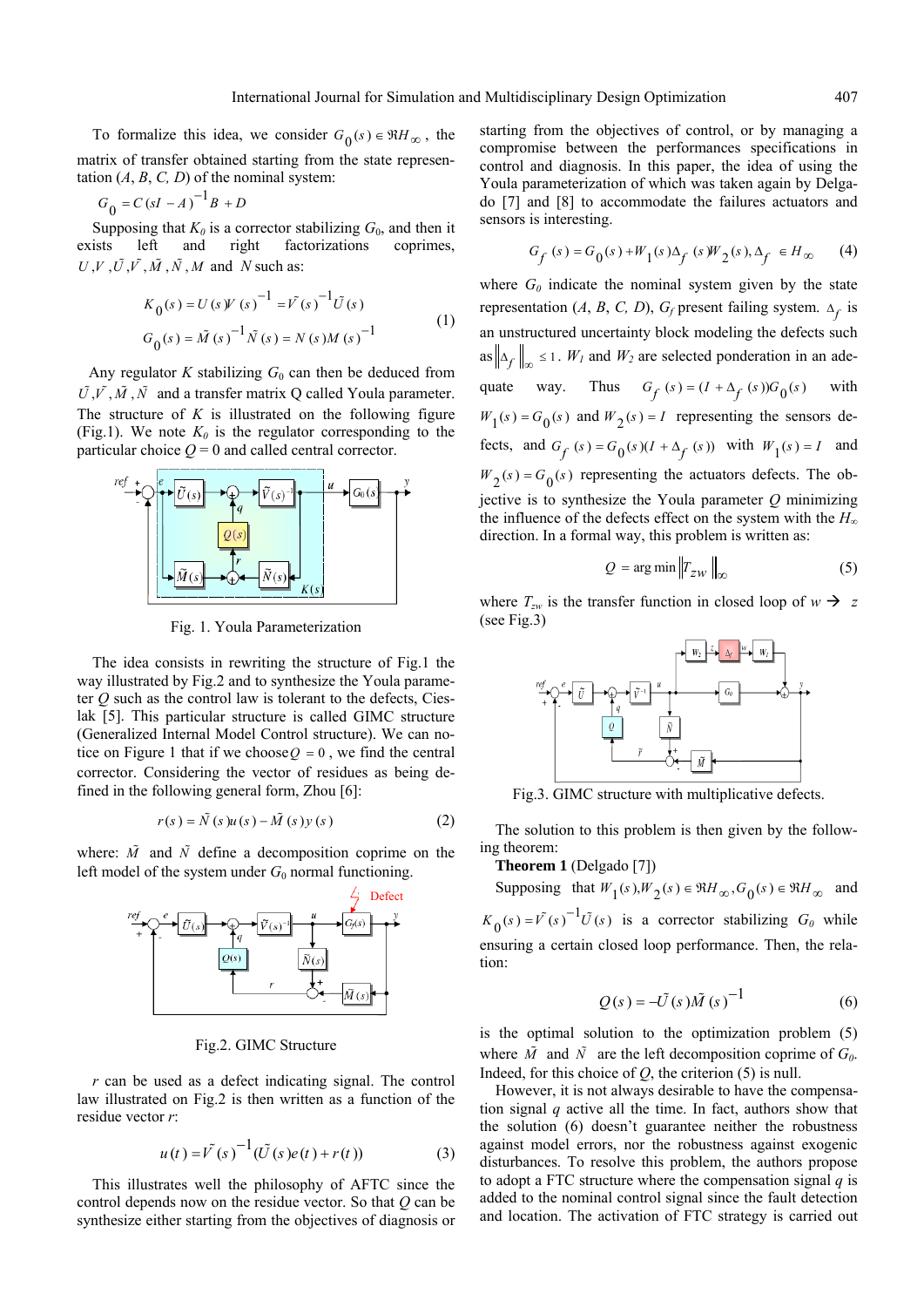To formalize this idea, we consider $G_0(s) \in \Re H_\infty$, the matrix of transfer obtained starting from the state representation (*A*, *B*, *C, D*) of the nominal system:

$$G_0 = C(sI - A)^{-1}B + D$$

Supposing that $K_0$ is a corrector stabilizing $G_0$, and then it exists left and right factorizations coprimes, $U, V, \tilde{U}, \tilde{V}, \tilde{M}, \tilde{N}, M$ and $N$ such as:

$$K_0(s) = U(s)V(s)^{-1} = \tilde{V}(s)^{-1}\tilde{U}(s)$$
$$G_0(s) = \tilde{M}(s)^{-1}\tilde{N}(s) = N(s)M(s)^{-1} \quad (1)$$

Any regulator *K* stabilizing $G_0$ can then be deduced from $\tilde{U}, \tilde{V}, \tilde{M}, \tilde{N}$ and a transfer matrix Q called Youla parameter. The structure of *K* is illustrated on the following figure (Fig.1). We note $K_0$ is the regulator corresponding to the particular choice $Q = 0$ and called central corrector.

Fig. 1. Youla Parameterization

The idea consists in rewriting the structure of Fig.1 the way illustrated by Fig.2 and to synthesize the Youla parameter *Q* such as the control law is tolerant to the defects, Cieslak [5]. This particular structure is called GIMC structure (Generalized Internal Model Control structure). We can notice on Figure 1 that if we choose $Q = 0$, we find the central corrector. Considering the vector of residues as being defined in the following general form, Zhou [6]:

$$r(s) = \tilde{N}(s)u(s) - \tilde{M}(s)y(s) \quad (2)$$

where: $\tilde{M}$ and $\tilde{N}$ define a decomposition coprime on the left model of the system under $G_0$ normal functioning.

Fig.2. GIMC Structure

*r* can be used as a defect indicating signal. The control law illustrated on Fig.2 is then written as a function of the residue vector *r*:

$$u(t) = \tilde{V}(s)^{-1}(\tilde{U}(s)e(t) + r(t)) \quad (3)$$

This illustrates well the philosophy of AFTC since the control depends now on the residue vector. So that *Q* can be synthesize either starting from the objectives of diagnosis or starting from the objectives of control, or by managing a compromise between the performances specifications in control and diagnosis. In this paper, the idea of using the Youla parameterization of which was taken again by Delgado [7] and [8] to accommodate the failures actuators and sensors is interesting.

$$G_f(s) = G_0(s) + W_1(s)\Delta_f(s)W_2(s), \Delta_f \in H_\infty \quad (4)$$

where $G_0$ indicate the nominal system given by the state representation (*A*, *B*, *C*, *D*), $G_f$ present failing system. $\Delta_f$ is an unstructured uncertainty block modeling the defects such as $\|\Delta_f\|_\infty \le 1$. $W_1$ and $W_2$ are selected ponderation in an adequate way. Thus $G_f(s) = (I + \Delta_f(s))G_0(s)$ with $W_1(s) = G_0(s)$ and $W_2(s) = I$ representing the sensors defects, and $G_f(s) = G_0(s)(I + \Delta_f(s))$ with $W_1(s) = I$ and $W_2(s) = G_0(s)$ representing the actuators defects. The objective is to synthesize the Youla parameter *Q* minimizing the influence of the defects effect on the system with the $H_\infty$ direction. In a formal way, this problem is written as:

$$Q = \arg\min \|T_{zw}\|_\infty \quad (5)$$

where $T_{zw}$ is the transfer function in closed loop of $w \rightarrow z$ (see Fig.3)

Fig.3. GIMC structure with multiplicative defects.

The solution to this problem is then given by the following theorem:

**Theorem 1** (Delgado [7])

Supposing that $W_1(s), W_2(s) \in \Re H_\infty, G_0(s) \in \Re H_\infty$ and $K_0(s) = \tilde{V}(s)^{-1}\tilde{U}(s)$ is a corrector stabilizing $G_0$ while ensuring a certain closed loop performance. Then, the relation:

$$Q(s) = -\tilde{U}(s)\tilde{M}(s)^{-1} \quad (6)$$

is the optimal solution to the optimization problem (5) where $\tilde{M}$ and $\tilde{N}$ are the left decomposition coprime of $G_0$. Indeed, for this choice of *Q*, the criterion (5) is null.

However, it is not always desirable to have the compensation signal *q* active all the time. In fact, authors show that the solution (6) doesn't guarantee neither the robustness against model errors, nor the robustness against exogenic disturbances. To resolve this problem, the authors propose to adopt a FTC structure where the compensation signal *q* is added to the nominal control signal since the fault detection and location. The activation of FTC strategy is carried out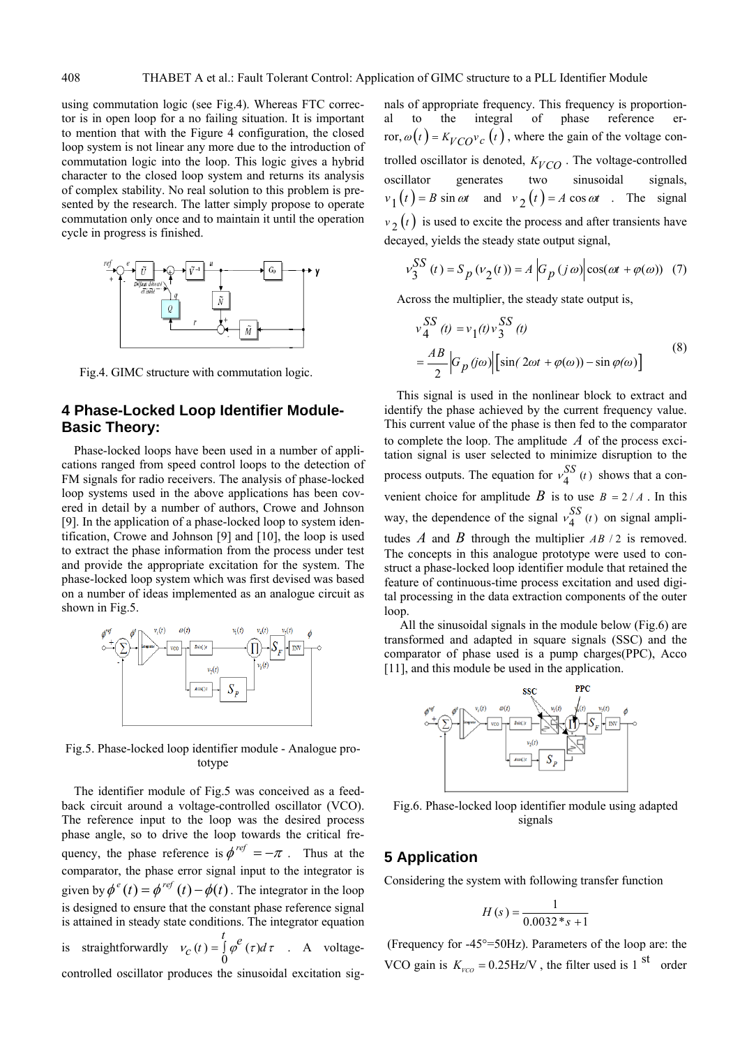using commutation logic (see Fig.4). Whereas FTC corrector is in open loop for a no failing situation. It is important to mention that with the Figure 4 configuration, the closed loop system is not linear any more due to the introduction of commutation logic into the loop. This logic gives a hybrid character to the closed loop system and returns its analysis of complex stability. No real solution to this problem is presented by the research. The latter simply propose to operate commutation only once and to maintain it until the operation cycle in progress is finished.

Fig.4. GIMC structure with commutation logic.

## 4 Phase-Locked Loop Identifier Module-Basic Theory:

Phase-locked loops have been used in a number of applications ranged from speed control loops to the detection of FM signals for radio receivers. The analysis of phase-locked loop systems used in the above applications has been covered in detail by a number of authors, Crowe and Johnson [9]. In the application of a phase-locked loop to system identification, Crowe and Johnson [9] and [10], the loop is used to extract the phase information from the process under test and provide the appropriate excitation for the system. The phase-locked loop system which was first devised was based on a number of ideas implemented as an analogue circuit as shown in Fig.5.

Fig.5. Phase-locked loop identifier module - Analogue prototype

The identifier module of Fig.5 was conceived as a feedback circuit around a voltage-controlled oscillator (VCO). The reference input to the loop was the desired process phase angle, so to drive the loop towards the critical frequency, the phase reference is $\phi^{ref} = -\pi$ . Thus at the comparator, the phase error signal input to the integrator is given by $\phi^{e}(t) = \phi^{ref}(t) - \phi(t)$. The integrator in the loop is designed to ensure that the constant phase reference signal is attained in steady state conditions. The integrator equation is straightforwardly $v_c(t) = \int_0^t \varphi^e(\tau) d\tau$ . A voltage-controlled oscillator produces the sinusoidal excitation signals of appropriate frequency. This frequency is proportional to the integral of phase reference error, $\omega(t) = K_{VCO} v_c(t)$, where the gain of the voltage controlled oscillator is denoted, $K_{VCO}$ . The voltage-controlled oscillator generates two sinusoidal signals, $v_1(t) = B \sin \omega t$ and $v_2(t) = A \cos \omega t$ . The signal $v_2(t)$ is used to excite the process and after transients have decayed, yields the steady state output signal,

$$v_3^{SS}(t) = S_p(v_2(t)) = A \left|G_p(j\omega)\right| \cos(\omega t + \varphi(\omega)) \quad (7)$$

Across the multiplier, the steady state output is,

$$\begin{aligned} v_4^{SS}(t) &= v_1(t) v_3^{SS}(t) \\ &= \frac{AB}{2} \left|G_p(j\omega)\right| \left[\sin(2\omega t + \varphi(\omega)) - \sin\varphi(\omega)\right] \end{aligned} \quad (8)$$

This signal is used in the nonlinear block to extract and identify the phase achieved by the current frequency value. This current value of the phase is then fed to the comparator to complete the loop. The amplitude $A$ of the process excitation signal is user selected to minimize disruption to the process outputs. The equation for $v_4^{SS}(t)$ shows that a convenient choice for amplitude $B$ is to use $B = 2/A$ . In this way, the dependence of the signal $v_4^{SS}(t)$ on signal amplitudes $A$ and $B$ through the multiplier $AB/2$ is removed. The concepts in this analogue prototype were used to construct a phase-locked loop identifier module that retained the feature of continuous-time process excitation and used digital processing in the data extraction components of the outer loop.

All the sinusoidal signals in the module below (Fig.6) are transformed and adapted in square signals (SSC) and the comparator of phase used is a pump charges(PPC), Acco [11], and this module be used in the application.

Fig.6. Phase-locked loop identifier module using adapted signals

## 5 Application

Considering the system with following transfer function

$$H(s) = \frac{1}{0.0032 * s + 1}$$

(Frequency for -45°=50Hz). Parameters of the loop are: the VCO gain is $K_{VCO} = 0.25$Hz/V , the filter used is 1 st order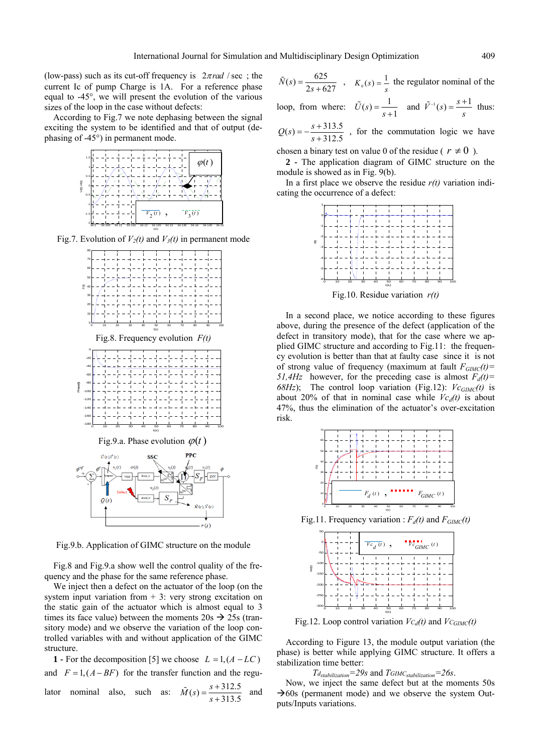(low-pass) such as its cut-off frequency is $2\pi rad/\sec$ ; the current Ic of pump Charge is 1A. For a reference phase equal to -45°, we will present the evolution of the various sizes of the loop in the case without defects:

According to Fig.7 we note dephasing between the signal exciting the system to be identified and that of output (dephasing of -45°) in permanent mode.

Fig.7. Evolution of $V_2(t)$ and $V_3(t)$ in permanent mode

Fig.8. Frequency evolution $F(t)$

Fig.9.a. Phase evolution $\varphi(t)$

Fig.9.b. Application of GIMC structure on the module

Fig.8 and Fig.9.a show well the control quality of the frequency and the phase for the same reference phase.

We inject then a defect on the actuator of the loop (on the system input variation from + 3: very strong excitation on the static gain of the actuator which is almost equal to 3 times its face value) between the moments 20s → 25s (transitory mode) and we observe the variation of the loop controlled variables with and without application of the GIMC structure.

**1** - For the decomposition [5] we choose $L = 1, (A - LC)$ and $F = 1, (A - BF)$ for the transfer function and the regulator nominal also, such as: $\tilde{M}(s) = \dfrac{s + 312.5}{s + 313.5}$ and $\tilde{N}(s) = \dfrac{625}{2s + 627}$ , $K_0(s) = \dfrac{1}{s}$ the regulator nominal of the loop, from where: $\tilde{U}(s) = \dfrac{1}{s+1}$ and $\tilde{V}^{-1}(s) = \dfrac{s+1}{s}$ thus: $Q(s) = -\dfrac{s + 313.5}{s + 312.5}$ , for the commutation logic we have chosen a binary test on value 0 of the residue ( $r \neq 0$ ).

**2** - The application diagram of GIMC structure on the module is showed as in Fig. 9(b).

In a first place we observe the residue $r(t)$ variation indicating the occurrence of a defect:

Fig.10. Residue variation $r(t)$

In a second place, we notice according to these figures above, during the presence of the defect (application of the defect in transitory mode), that for the case where we applied GIMC structure and according to Fig.11: the frequency evolution is better than that at faulty case since it is not of strong value of frequency (maximum at fault $F_{GIMC}(t)$= *51,4Hz* however, for the preceding case is almost $F_d(t)$= *68Hz*); The control loop variation (Fig.12): $Vc_{GIMC}(t)$ is about 20% of that in nominal case while $Vc_d(t)$ is about 47%, thus the elimination of the actuator's over-excitation risk.

Fig.11. Frequency variation : $F_d(t)$ and $F_{GIMC}(t)$

Fig.12. Loop control variation $Vc_d(t)$ and $Vc_{GIMC}(t)$

According to Figure 13, the module output variation (the phase) is better while applying GIMC structure. It offers a stabilization time better:

$Td_{stabilization}$=*29s* and $T_{GIMC\,stabilization}$=*26s*.

Now, we inject the same defect but at the moments 50s →60s (permanent mode) and we observe the system Outputs/Inputs variations.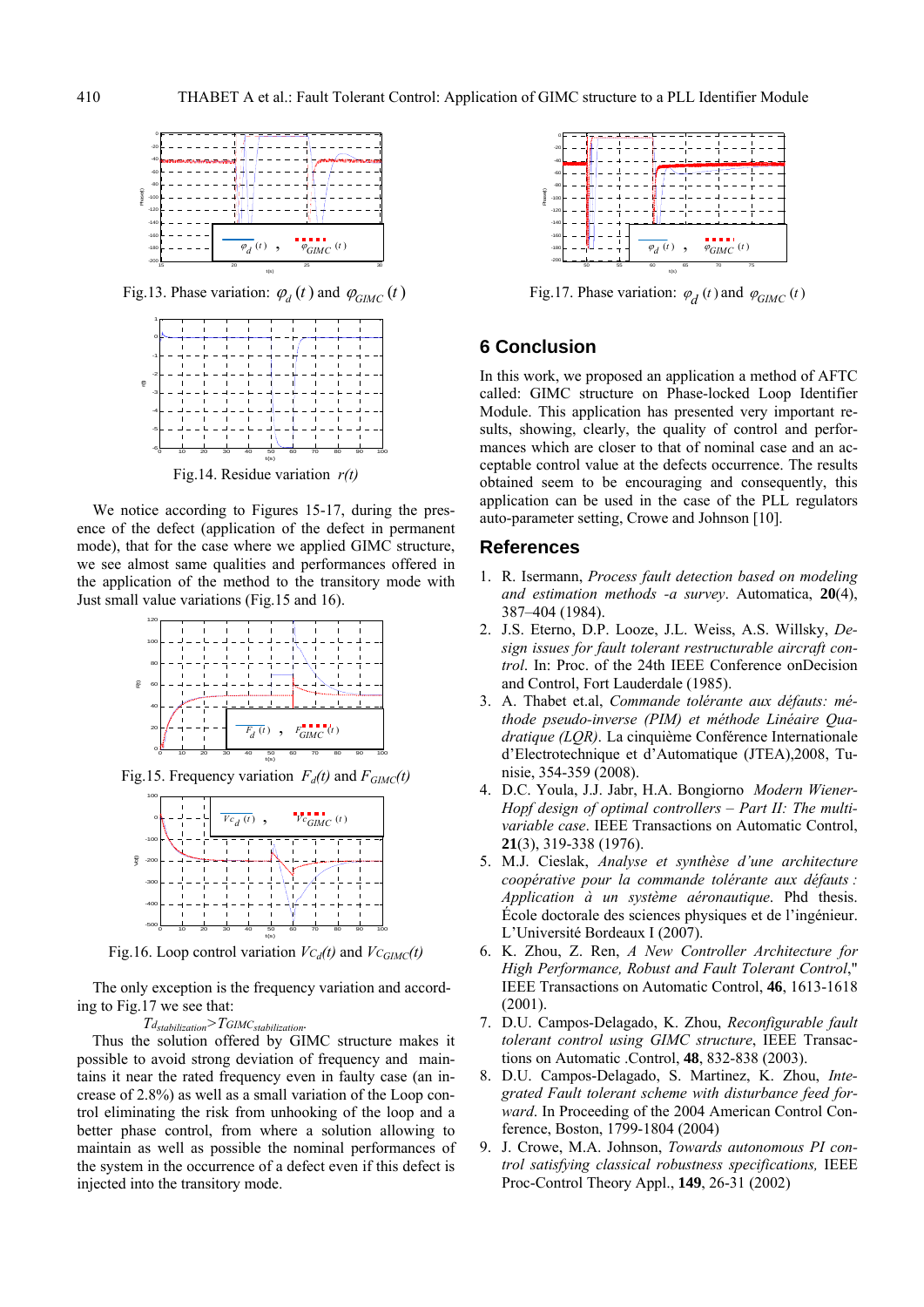Fig.13. Phase variation: $\varphi_d(t)$ and $\varphi_{GIMC}(t)$

Fig.14. Residue variation $r(t)$

We notice according to Figures 15-17, during the presence of the defect (application of the defect in permanent mode), that for the case where we applied GIMC structure, we see almost same qualities and performances offered in the application of the method to the transitory mode with Just small value variations (Fig.15 and 16).

Fig.15. Frequency variation $F_d(t)$ and $F_{GIMC}(t)$

Fig.16. Loop control variation $Vc_d(t)$ and $Vc_{GIMC}(t)$

The only exception is the frequency variation and according to Fig.17 we see that:

$$Td_{stabilization} > TGIMC_{stabilization}.$$

Thus the solution offered by GIMC structure makes it possible to avoid strong deviation of frequency and maintains it near the rated frequency even in faulty case (an increase of 2.8%) as well as a small variation of the Loop control eliminating the risk from unhooking of the loop and a better phase control, from where a solution allowing to maintain as well as possible the nominal performances of the system in the occurrence of a defect even if this defect is injected into the transitory mode.

Fig.17. Phase variation: $\varphi_d(t)$ and $\varphi_{GIMC}(t)$

## 6 Conclusion

In this work, we proposed an application a method of AFTC called: GIMC structure on Phase-locked Loop Identifier Module. This application has presented very important results, showing, clearly, the quality of control and performances which are closer to that of nominal case and an acceptable control value at the defects occurrence. The results obtained seem to be encouraging and consequently, this application can be used in the case of the PLL regulators auto-parameter setting, Crowe and Johnson [10].

## References

1. R. Isermann, *Process fault detection based on modeling and estimation methods -a survey*. Automatica, **20**(4), 387–404 (1984).
2. J.S. Eterno, D.P. Looze, J.L. Weiss, A.S. Willsky, *Design issues for fault tolerant restructurable aircraft control*. In: Proc. of the 24th IEEE Conference onDecision and Control, Fort Lauderdale (1985).
3. A. Thabet et.al, *Commande tolérante aux défauts: méthode pseudo-inverse (PIM) et méthode Linéaire Quadratique (LQR)*. La cinquième Conférence Internationale d'Electrotechnique et d'Automatique (JTEA),2008, Tunisie, 354-359 (2008).
4. D.C. Youla, J.J. Jabr, H.A. Bongiorno *Modern Wiener-Hopf design of optimal controllers – Part II: The multivariable case*. IEEE Transactions on Automatic Control, **21**(3), 319-338 (1976).
5. M.J. Cieslak, *Analyse et synthèse d'une architecture coopérative pour la commande tolérante aux défauts : Application à un système aéronautique*. Phd thesis. École doctorale des sciences physiques et de l'ingénieur. L'Université Bordeaux I (2007).
6. K. Zhou, Z. Ren, *A New Controller Architecture for High Performance, Robust and Fault Tolerant Control*," IEEE Transactions on Automatic Control, **46**, 1613-1618 (2001).
7. D.U. Campos-Delagado, K. Zhou, *Reconfigurable fault tolerant control using GIMC structure*, IEEE Transactions on Automatic .Control, **48**, 832-838 (2003).
8. D.U. Campos-Delagado, S. Martinez, K. Zhou, *Integrated Fault tolerant scheme with disturbance feed forward*. In Proceeding of the 2004 American Control Conference, Boston, 1799-1804 (2004)
9. J. Crowe, M.A. Johnson, *Towards autonomous PI control satisfying classical robustness specifications,* IEEE Proc-Control Theory Appl., **149**, 26-31 (2002)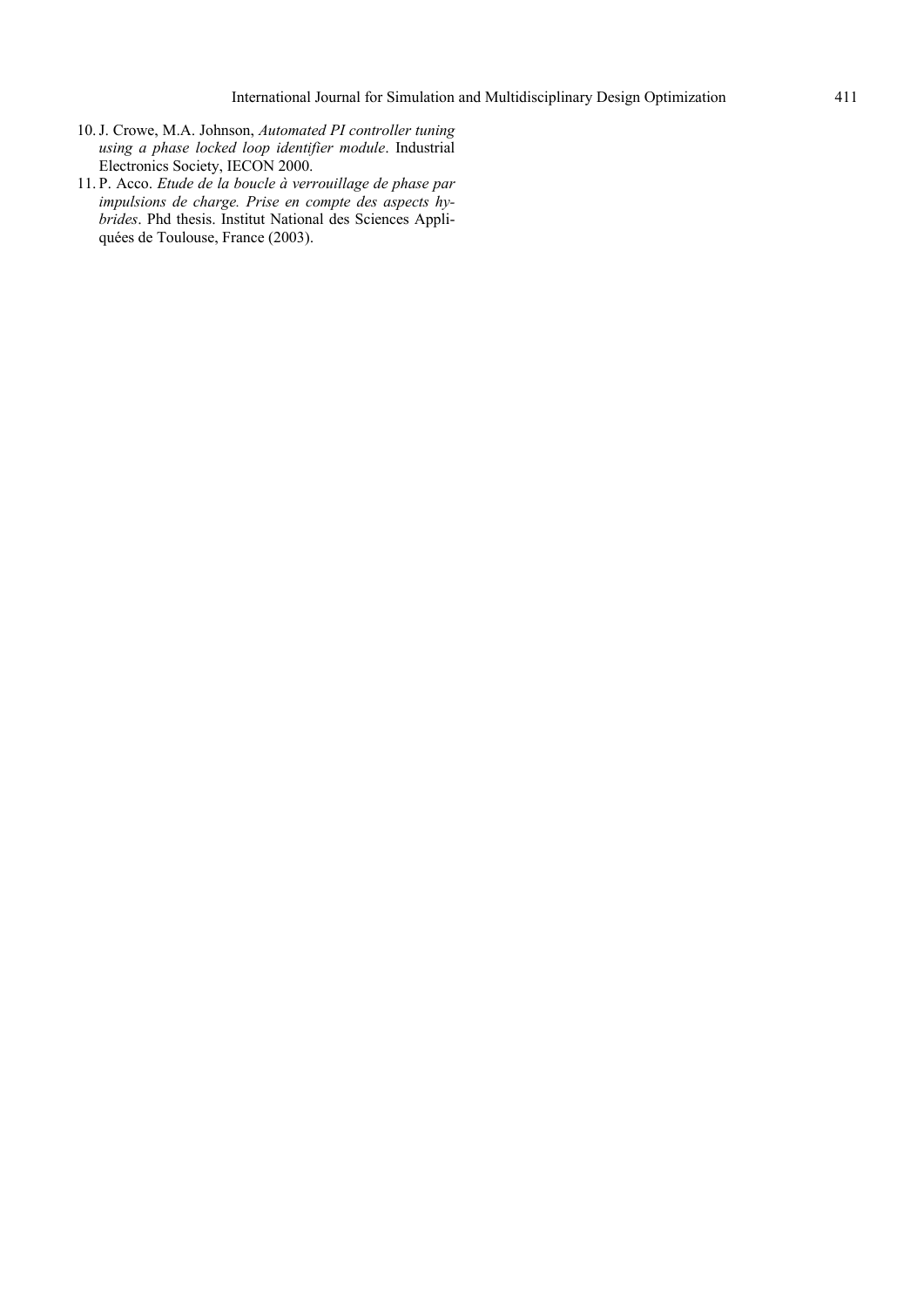10. J. Crowe, M.A. Johnson, *Automated PI controller tuning using a phase locked loop identifier module*. Industrial Electronics Society, IECON 2000.
11. P. Acco. *Etude de la boucle à verrouillage de phase par impulsions de charge. Prise en compte des aspects hybrides*. Phd thesis. Institut National des Sciences Appliquées de Toulouse, France (2003).